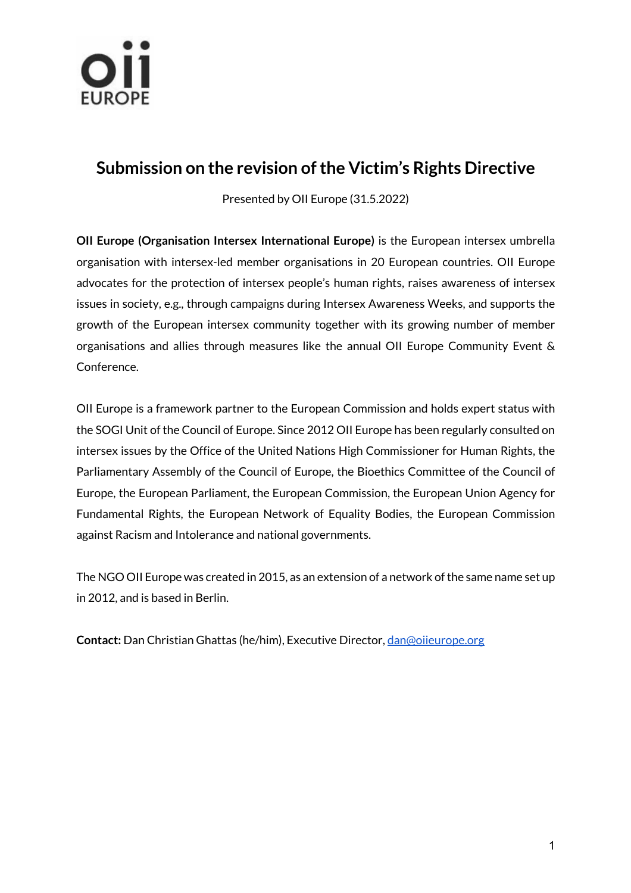# Submission on the revision of the Victim's Rights Directive

Presented by OII Europe (31.5.2022)

**OII Europe (Organisation Intersex International Europe)** is the European intersex umbrella organisation with intersex-led member organisations in 20 European countries. OII Europe advocates for the protection of intersex people's human rights, raises awareness of intersex issues in society, e.g., through campaigns during Intersex Awareness Weeks, and supports the growth of the European intersex community together with its growing number of member organisations and allies through measures like the annual OII Europe Community Event & Conference.

OII Europe is a framework partner to the European Commission and holds expert status with the SOGI Unit of the Council of Europe. Since 2012 OII Europe has been regularly consulted on intersex issues by the Office of the United Nations High Commissioner for Human Rights, the Parliamentary Assembly of the Council of Europe, the Bioethics Committee of the Council of Europe, the European Parliament, the European Commission, the European Union Agency for Fundamental Rights, the European Network of Equality Bodies, the European Commission against Racism and Intolerance and national governments.

The NGO OII Europe was created in 2015, as an extension of a network of the same name set up in 2012, and is based in Berlin.

**Contact:** Dan Christian Ghattas (he/him), Executive Director, dan@oiieurope.org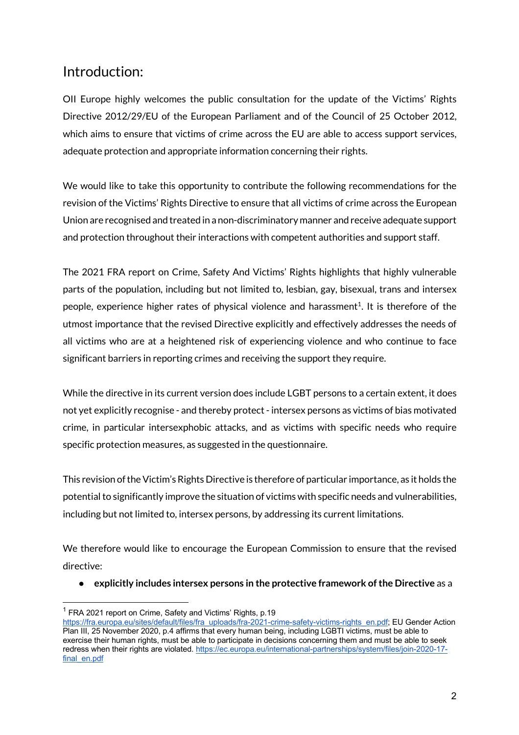## Introduction:

OII Europe highly welcomes the public consultation for the update of the Victims' Rights Directive 2012/29/EU of the European Parliament and of the Council of 25 October 2012, which aims to ensure that victims of crime across the EU are able to access support services, adequate protection and appropriate information concerning their rights.

We would like to take this opportunity to contribute the following recommendations for the revision of the Victims' Rights Directive to ensure that all victims of crime across the European Union are recognised and treated in a non-discriminatory manner and receive adequate support and protection throughout their interactions with competent authorities and support staff.

The 2021 FRA report on Crime, Safety And Victims' Rights highlights that highly vulnerable parts of the population, including but not limited to, lesbian, gay, bisexual, trans and intersex people, experience higher rates of physical violence and harassment[1]. It is therefore of the utmost importance that the revised Directive explicitly and effectively addresses the needs of all victims who are at a heightened risk of experiencing violence and who continue to face significant barriers in reporting crimes and receiving the support they require.

While the directive in its current version does include LGBT persons to a certain extent, it does not yet explicitly recognise - and thereby protect - intersex persons as victims of bias motivated crime, in particular intersexphobic attacks, and as victims with specific needs who require specific protection measures, as suggested in the questionnaire.

This revision of the Victim's Rights Directive is therefore of particular importance, as it holds the potential to significantly improve the situation of victims with specific needs and vulnerabilities, including but not limited to, intersex persons, by addressing its current limitations.

We therefore would like to encourage the European Commission to ensure that the revised directive:

- **explicitly includes intersex persons in the protective framework of the Directive** as a

[1] FRA 2021 report on Crime, Safety and Victims' Rights, p.19 https://fra.europa.eu/sites/default/files/fra_uploads/fra-2021-crime-safety-victims-rights_en.pdf; EU Gender Action Plan III, 25 November 2020, p.4 affirms that every human being, including LGBTI victims, must be able to exercise their human rights, must be able to participate in decisions concerning them and must be able to seek redress when their rights are violated. https://ec.europa.eu/international-partnerships/system/files/join-2020-17-final_en.pdf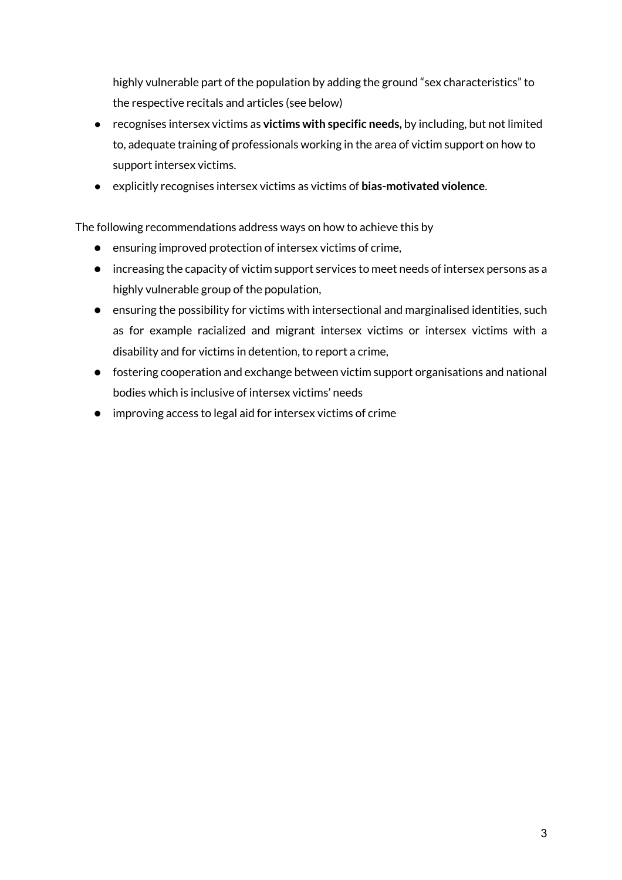highly vulnerable part of the population by adding the ground "sex characteristics" to the respective recitals and articles (see below)

- recognises intersex victims as **victims with specific needs,** by including, but not limited to, adequate training of professionals working in the area of victim support on how to support intersex victims.
- explicitly recognises intersex victims as victims of **bias-motivated violence**.

The following recommendations address ways on how to achieve this by

- ensuring improved protection of intersex victims of crime,
- increasing the capacity of victim support services to meet needs of intersex persons as a highly vulnerable group of the population,
- ensuring the possibility for victims with intersectional and marginalised identities, such as for example racialized and migrant intersex victims or intersex victims with a disability and for victims in detention, to report a crime,
- fostering cooperation and exchange between victim support organisations and national bodies which is inclusive of intersex victims' needs
- improving access to legal aid for intersex victims of crime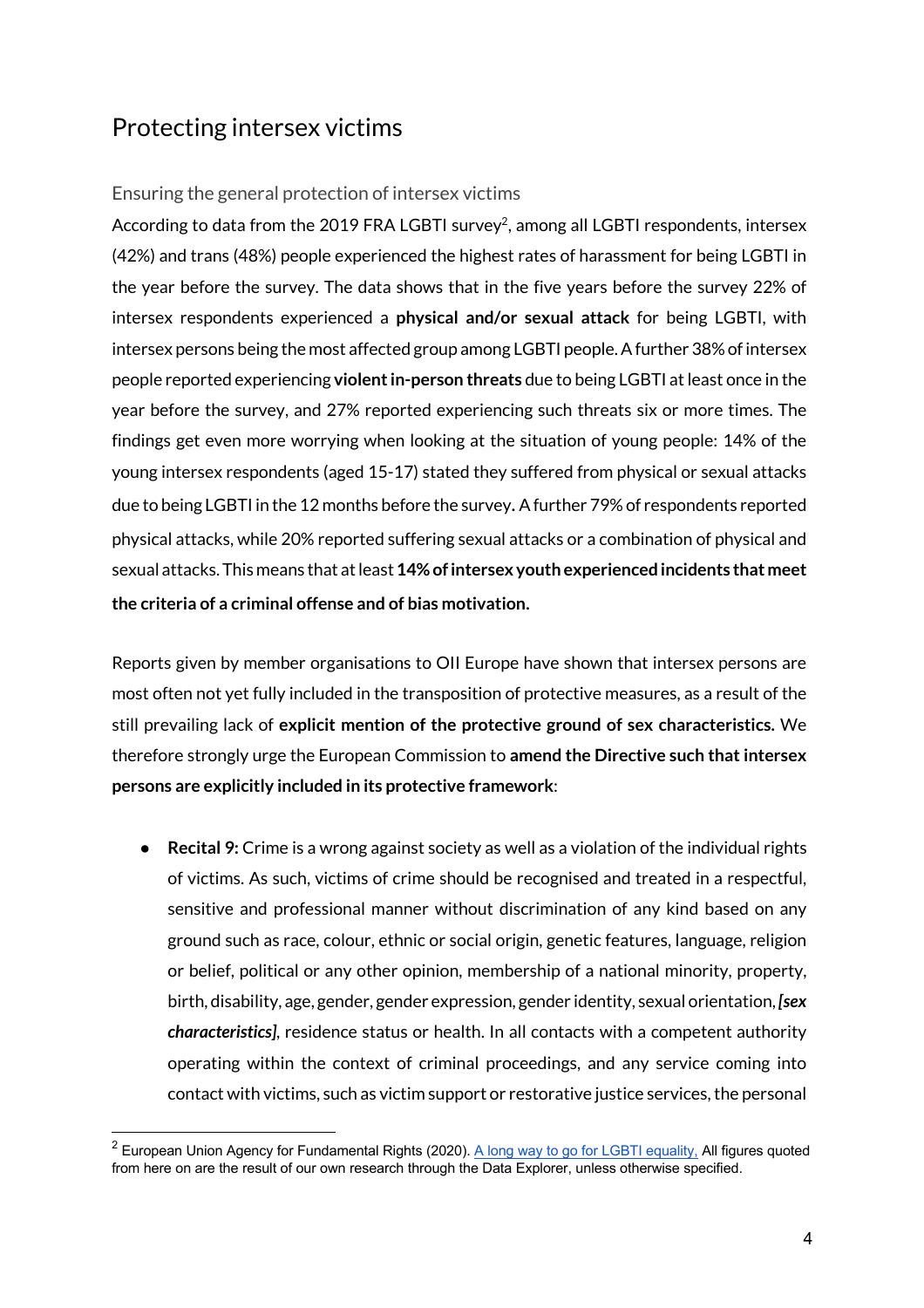## Protecting intersex victims

### Ensuring the general protection of intersex victims

According to data from the 2019 FRA LGBTI survey[2], among all LGBTI respondents, intersex (42%) and trans (48%) people experienced the highest rates of harassment for being LGBTI in the year before the survey. The data shows that in the five years before the survey 22% of intersex respondents experienced a **physical and/or sexual attack** for being LGBTI, with intersex persons being the most affected group among LGBTI people. A further 38% of intersex people reported experiencing **violent in-person threats** due to being LGBTI at least once in the year before the survey, and 27% reported experiencing such threats six or more times. The findings get even more worrying when looking at the situation of young people: 14% of the young intersex respondents (aged 15-17) stated they suffered from physical or sexual attacks due to being LGBTI in the 12 months before the survey. A further 79% of respondents reported physical attacks, while 20% reported suffering sexual attacks or a combination of physical and sexual attacks. This means that at least **14% of intersex youth experienced incidents that meet the criteria of a criminal offense and of bias motivation.**

Reports given by member organisations to OII Europe have shown that intersex persons are most often not yet fully included in the transposition of protective measures, as a result of the still prevailing lack of **explicit mention of the protective ground of sex characteristics.** We therefore strongly urge the European Commission to **amend the Directive such that intersex persons are explicitly included in its protective framework**:

- **Recital 9:** Crime is a wrong against society as well as a violation of the individual rights of victims. As such, victims of crime should be recognised and treated in a respectful, sensitive and professional manner without discrimination of any kind based on any ground such as race, colour, ethnic or social origin, genetic features, language, religion or belief, political or any other opinion, membership of a national minority, property, birth, disability, age, gender, gender expression, gender identity, sexual orientation, ***[sex characteristics]***, residence status or health. In all contacts with a competent authority operating within the context of criminal proceedings, and any service coming into contact with victims, such as victim support or restorative justice services, the personal

[2] European Union Agency for Fundamental Rights (2020). A long way to go for LGBTI equality. All figures quoted from here on are the result of our own research through the Data Explorer, unless otherwise specified.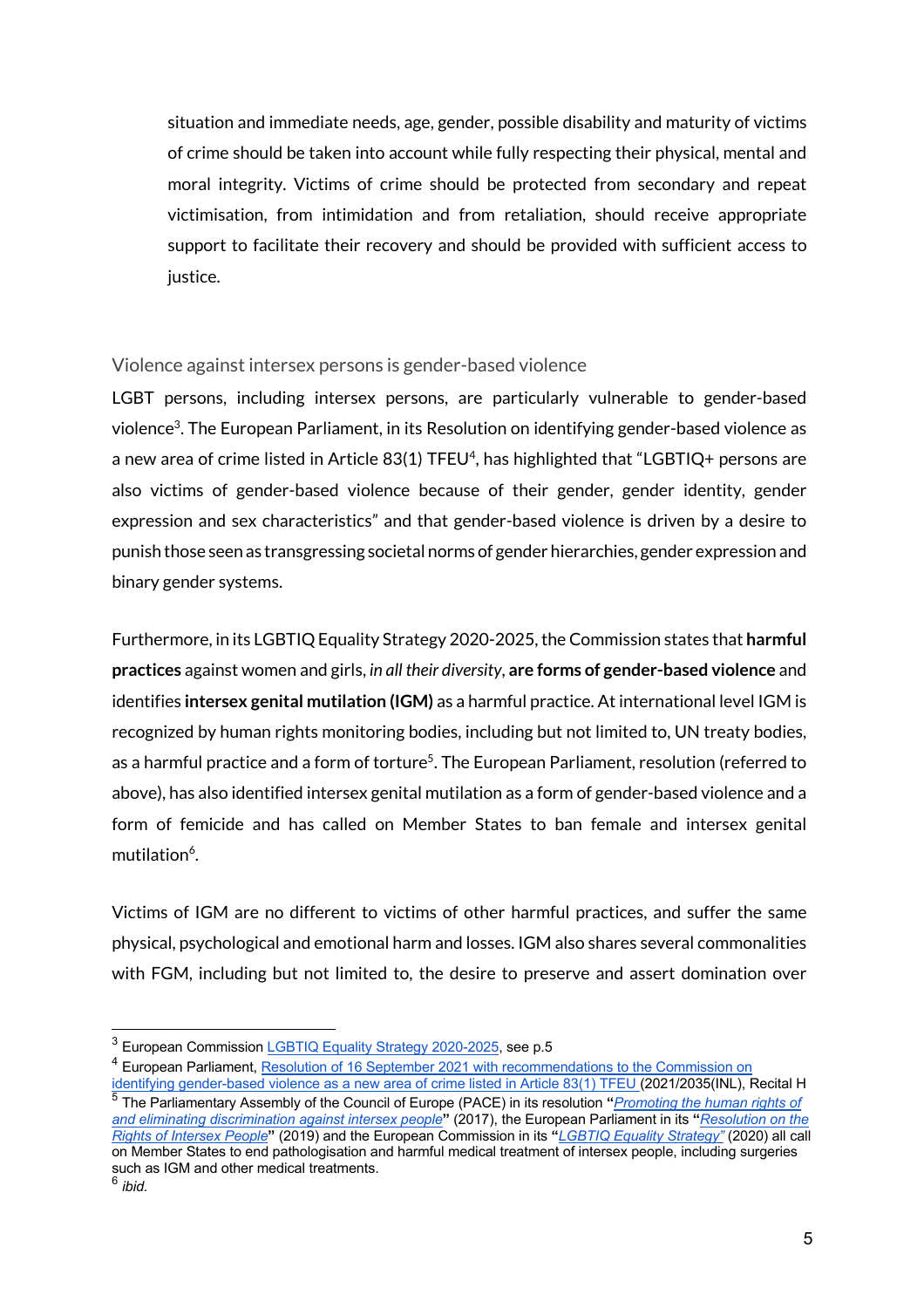situation and immediate needs, age, gender, possible disability and maturity of victims of crime should be taken into account while fully respecting their physical, mental and moral integrity. Victims of crime should be protected from secondary and repeat victimisation, from intimidation and from retaliation, should receive appropriate support to facilitate their recovery and should be provided with sufficient access to justice.

## Violence against intersex persons is gender-based violence

LGBT persons, including intersex persons, are particularly vulnerable to gender-based violence[3]. The European Parliament, in its Resolution on identifying gender-based violence as a new area of crime listed in Article 83(1) TFEU[4], has highlighted that "LGBTIQ+ persons are also victims of gender-based violence because of their gender, gender identity, gender expression and sex characteristics" and that gender-based violence is driven by a desire to punish those seen as transgressing societal norms of gender hierarchies, gender expression and binary gender systems.

Furthermore, in its LGBTIQ Equality Strategy 2020-2025, the Commission states that **harmful practices** against women and girls, *in all their diversity*, **are forms of gender-based violence** and identifies **intersex genital mutilation (IGM)** as a harmful practice. At international level IGM is recognized by human rights monitoring bodies, including but not limited to, UN treaty bodies, as a harmful practice and a form of torture[5]. The European Parliament, resolution (referred to above), has also identified intersex genital mutilation as a form of gender-based violence and a form of femicide and has called on Member States to ban female and intersex genital mutilation[6].

Victims of IGM are no different to victims of other harmful practices, and suffer the same physical, psychological and emotional harm and losses. IGM also shares several commonalities with FGM, including but not limited to, the desire to preserve and assert domination over

---

[3] European Commission LGBTIQ Equality Strategy 2020-2025, see p.5

[4] European Parliament, Resolution of 16 September 2021 with recommendations to the Commission on identifying gender-based violence as a new area of crime listed in Article 83(1) TFEU (2021/2035(INL), Recital H

[5] The Parliamentary Assembly of the Council of Europe (PACE) in its resolution **"***Promoting the human rights of and eliminating discrimination against intersex people***"** (2017), the European Parliament in its **"***Resolution on the Rights of Intersex People***"** (2019) and the European Commission in its **"***LGBTIQ Equality Strategy"* (2020) all call on Member States to end pathologisation and harmful medical treatment of intersex people, including surgeries such as IGM and other medical treatments.

[6] *ibid.*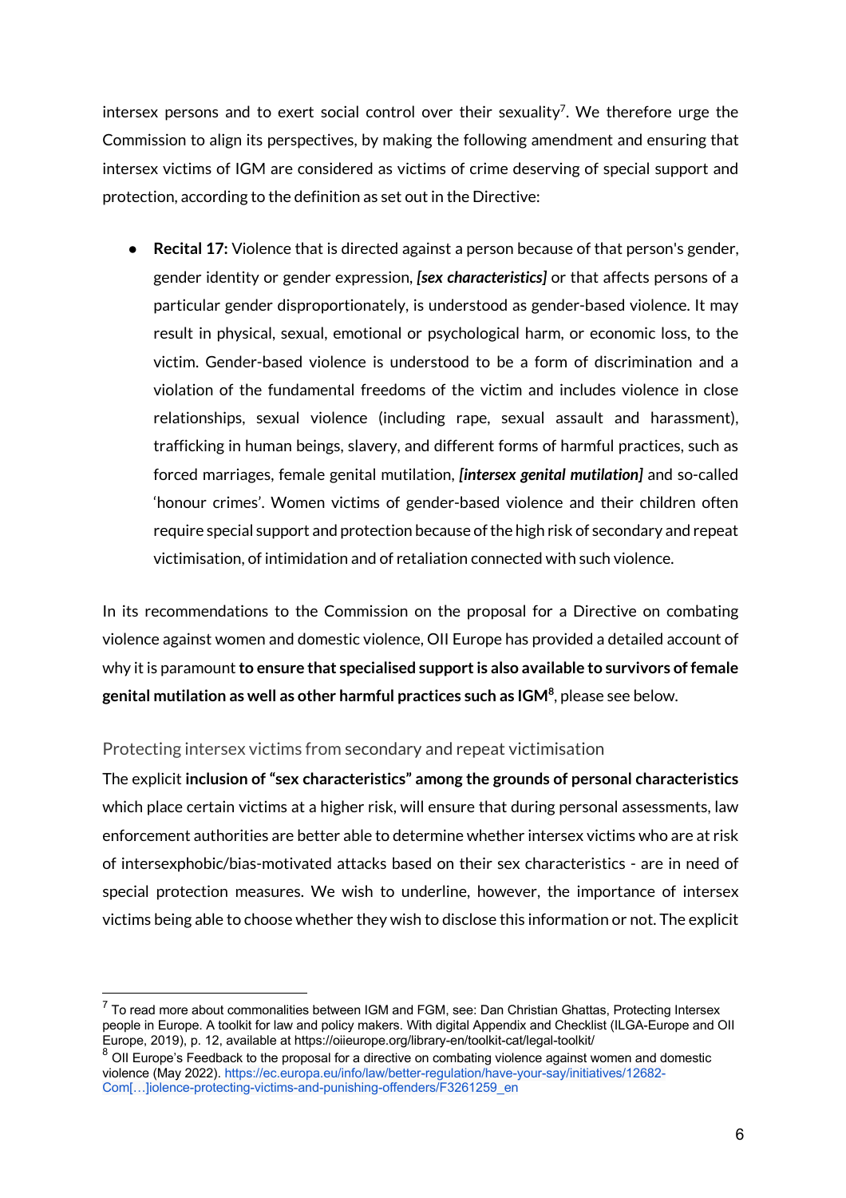intersex persons and to exert social control over their sexuality[7]. We therefore urge the Commission to align its perspectives, by making the following amendment and ensuring that intersex victims of IGM are considered as victims of crime deserving of special support and protection, according to the definition as set out in the Directive:

- **Recital 17:** Violence that is directed against a person because of that person's gender, gender identity or gender expression, ***[sex characteristics]*** or that affects persons of a particular gender disproportionately, is understood as gender-based violence. It may result in physical, sexual, emotional or psychological harm, or economic loss, to the victim. Gender-based violence is understood to be a form of discrimination and a violation of the fundamental freedoms of the victim and includes violence in close relationships, sexual violence (including rape, sexual assault and harassment), trafficking in human beings, slavery, and different forms of harmful practices, such as forced marriages, female genital mutilation, ***[intersex genital mutilation]*** and so-called 'honour crimes'. Women victims of gender-based violence and their children often require special support and protection because of the high risk of secondary and repeat victimisation, of intimidation and of retaliation connected with such violence.

In its recommendations to the Commission on the proposal for a Directive on combating violence against women and domestic violence, OII Europe has provided a detailed account of why it is paramount **to ensure that specialised support is also available to survivors of female genital mutilation as well as other harmful practices such as IGM**[8], please see below.

### Protecting intersex victims from secondary and repeat victimisation

The explicit **inclusion of "sex characteristics" among the grounds of personal characteristics** which place certain victims at a higher risk, will ensure that during personal assessments, law enforcement authorities are better able to determine whether intersex victims who are at risk of intersexphobic/bias-motivated attacks based on their sex characteristics - are in need of special protection measures. We wish to underline, however, the importance of intersex victims being able to choose whether they wish to disclose this information or not. The explicit

---

[7] To read more about commonalities between IGM and FGM, see: Dan Christian Ghattas, Protecting Intersex people in Europe. A toolkit for law and policy makers. With digital Appendix and Checklist (ILGA-Europe and OII Europe, 2019), p. 12, available at https://oiieurope.org/library-en/toolkit-cat/legal-toolkit/

[8] OII Europe's Feedback to the proposal for a directive on combating violence against women and domestic violence (May 2022). https://ec.europa.eu/info/law/better-regulation/have-your-say/initiatives/12682-Com[…]iolence-protecting-victims-and-punishing-offenders/F3261259_en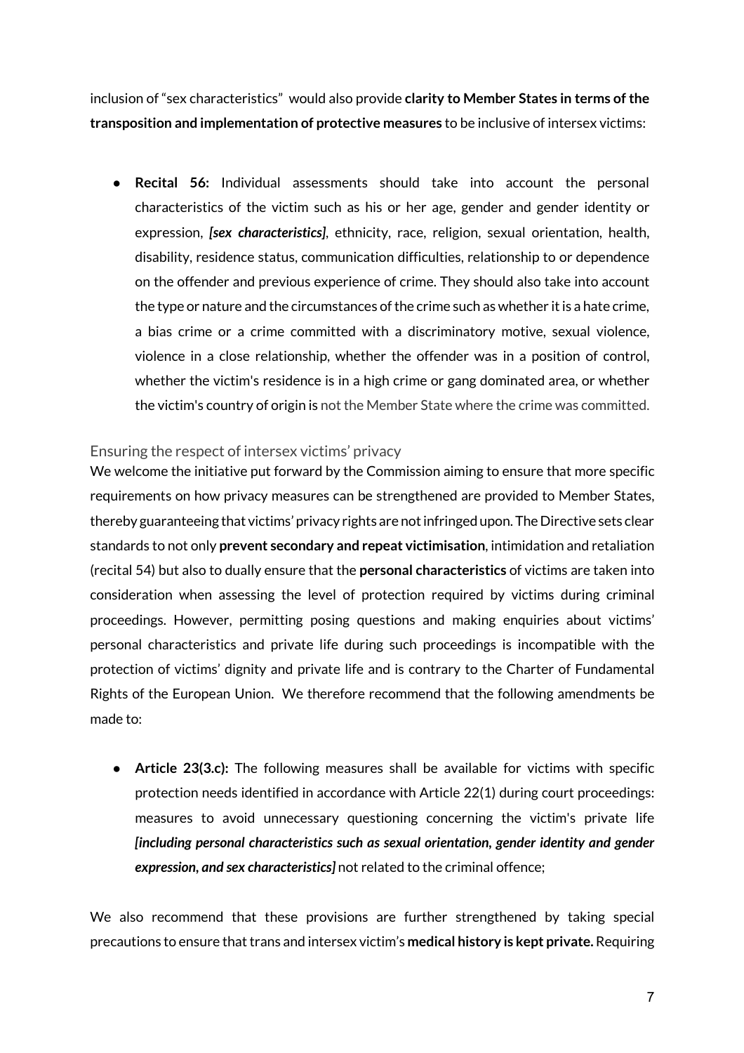inclusion of "sex characteristics" would also provide **clarity to Member States in terms of the transposition and implementation of protective measures** to be inclusive of intersex victims:

- **Recital 56:** Individual assessments should take into account the personal characteristics of the victim such as his or her age, gender and gender identity or expression, ***[sex characteristics]***, ethnicity, race, religion, sexual orientation, health, disability, residence status, communication difficulties, relationship to or dependence on the offender and previous experience of crime. They should also take into account the type or nature and the circumstances of the crime such as whether it is a hate crime, a bias crime or a crime committed with a discriminatory motive, sexual violence, violence in a close relationship, whether the offender was in a position of control, whether the victim's residence is in a high crime or gang dominated area, or whether the victim's country of origin is not the Member State where the crime was committed.

## Ensuring the respect of intersex victims' privacy

We welcome the initiative put forward by the Commission aiming to ensure that more specific requirements on how privacy measures can be strengthened are provided to Member States, thereby guaranteeing that victims' privacy rights are not infringed upon. The Directive sets clear standards to not only **prevent secondary and repeat victimisation**, intimidation and retaliation (recital 54) but also to dually ensure that the **personal characteristics** of victims are taken into consideration when assessing the level of protection required by victims during criminal proceedings. However, permitting posing questions and making enquiries about victims' personal characteristics and private life during such proceedings is incompatible with the protection of victims' dignity and private life and is contrary to the Charter of Fundamental Rights of the European Union. We therefore recommend that the following amendments be made to:

- **Article 23(3.c):** The following measures shall be available for victims with specific protection needs identified in accordance with Article 22(1) during court proceedings: measures to avoid unnecessary questioning concerning the victim's private life ***[including personal characteristics such as sexual orientation, gender identity and gender expression, and sex characteristics]*** not related to the criminal offence;

We also recommend that these provisions are further strengthened by taking special precautions to ensure that trans and intersex victim's **medical history is kept private.** Requiring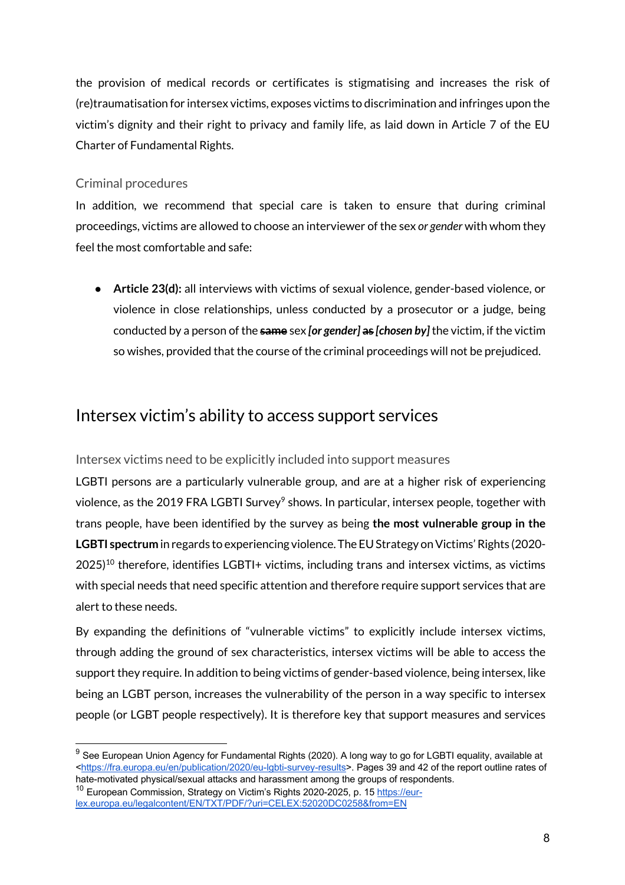the provision of medical records or certificates is stigmatising and increases the risk of (re)traumatisation for intersex victims, exposes victims to discrimination and infringes upon the victim's dignity and their right to privacy and family life, as laid down in Article 7 of the EU Charter of Fundamental Rights.

### Criminal procedures

In addition, we recommend that special care is taken to ensure that during criminal proceedings, victims are allowed to choose an interviewer of the sex *or gender* with whom they feel the most comfortable and safe:

- **Article 23(d):** all interviews with victims of sexual violence, gender-based violence, or violence in close relationships, unless conducted by a prosecutor or a judge, being conducted by a person of the ~~**same**~~ sex ***[or gender]*** ~~**as**~~ ***[chosen by]*** the victim, if the victim so wishes, provided that the course of the criminal proceedings will not be prejudiced.

## Intersex victim's ability to access support services

### Intersex victims need to be explicitly included into support measures

LGBTI persons are a particularly vulnerable group, and are at a higher risk of experiencing violence, as the 2019 FRA LGBTI Survey[9] shows. In particular, intersex people, together with trans people, have been identified by the survey as being **the most vulnerable group in the LGBTI spectrum** in regards to experiencing violence. The EU Strategy on Victims' Rights (2020-2025)[10] therefore, identifies LGBTI+ victims, including trans and intersex victims, as victims with special needs that need specific attention and therefore require support services that are alert to these needs.

By expanding the definitions of "vulnerable victims" to explicitly include intersex victims, through adding the ground of sex characteristics, intersex victims will be able to access the support they require. In addition to being victims of gender-based violence, being intersex, like being an LGBT person, increases the vulnerability of the person in a way specific to intersex people (or LGBT people respectively). It is therefore key that support measures and services

---

[9] See European Union Agency for Fundamental Rights (2020). A long way to go for LGBTI equality, available at <https://fra.europa.eu/en/publication/2020/eu-lgbti-survey-results>. Pages 39 and 42 of the report outline rates of hate-motivated physical/sexual attacks and harassment among the groups of respondents.

[10] European Commission, Strategy on Victim's Rights 2020-2025, p. 15 https://eur-lex.europa.eu/legalcontent/EN/TXT/PDF/?uri=CELEX:52020DC0258&from=EN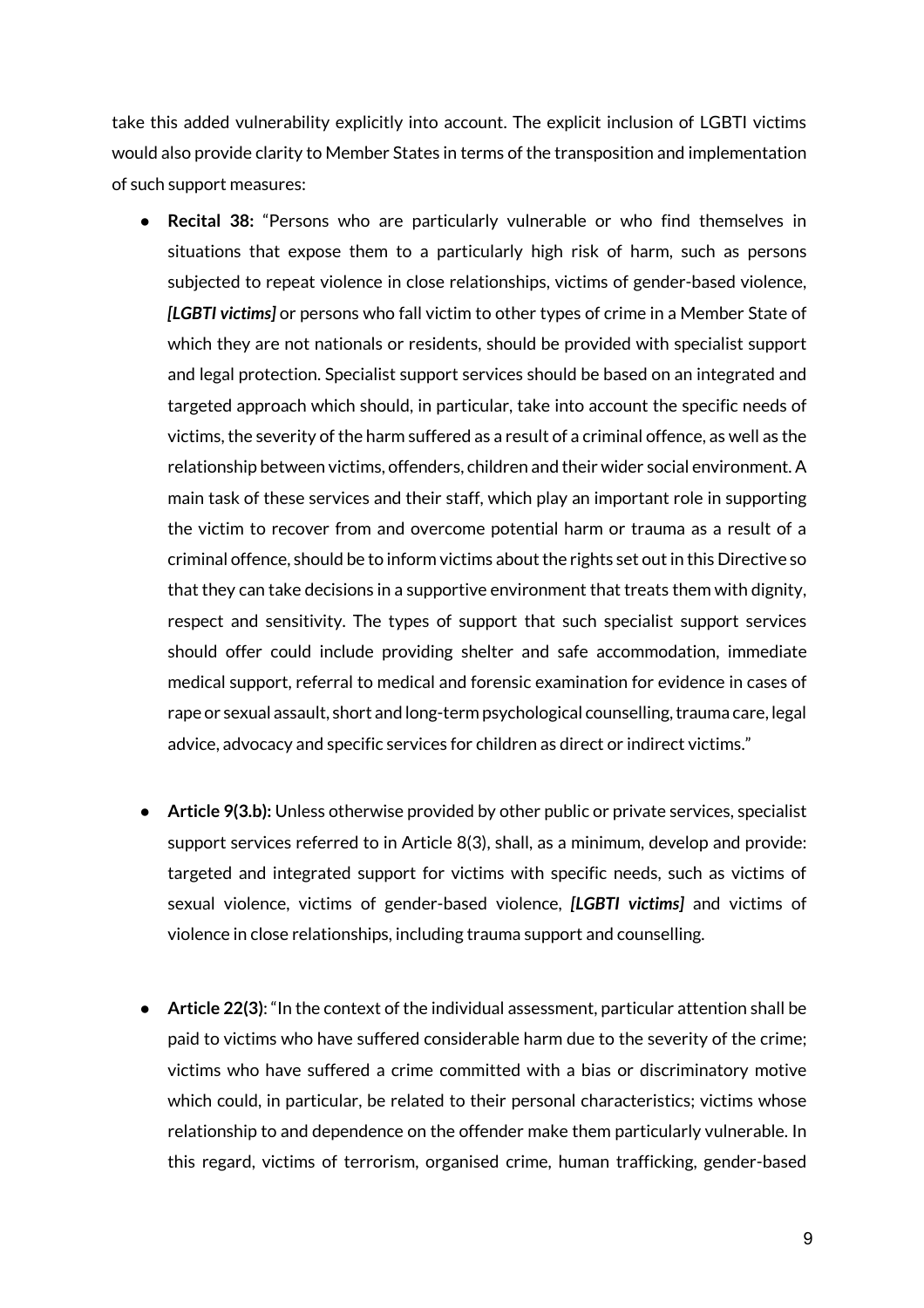take this added vulnerability explicitly into account. The explicit inclusion of LGBTI victims would also provide clarity to Member States in terms of the transposition and implementation of such support measures:

- **Recital 38:** "Persons who are particularly vulnerable or who find themselves in situations that expose them to a particularly high risk of harm, such as persons subjected to repeat violence in close relationships, victims of gender-based violence, ***[LGBTI victims]*** or persons who fall victim to other types of crime in a Member State of which they are not nationals or residents, should be provided with specialist support and legal protection. Specialist support services should be based on an integrated and targeted approach which should, in particular, take into account the specific needs of victims, the severity of the harm suffered as a result of a criminal offence, as well as the relationship between victims, offenders, children and their wider social environment. A main task of these services and their staff, which play an important role in supporting the victim to recover from and overcome potential harm or trauma as a result of a criminal offence, should be to inform victims about the rights set out in this Directive so that they can take decisions in a supportive environment that treats them with dignity, respect and sensitivity. The types of support that such specialist support services should offer could include providing shelter and safe accommodation, immediate medical support, referral to medical and forensic examination for evidence in cases of rape or sexual assault, short and long-term psychological counselling, trauma care, legal advice, advocacy and specific services for children as direct or indirect victims."

- **Article 9(3.b):** Unless otherwise provided by other public or private services, specialist support services referred to in Article 8(3), shall, as a minimum, develop and provide: targeted and integrated support for victims with specific needs, such as victims of sexual violence, victims of gender-based violence, ***[LGBTI victims]*** and victims of violence in close relationships, including trauma support and counselling.

- **Article 22(3)**: "In the context of the individual assessment, particular attention shall be paid to victims who have suffered considerable harm due to the severity of the crime; victims who have suffered a crime committed with a bias or discriminatory motive which could, in particular, be related to their personal characteristics; victims whose relationship to and dependence on the offender make them particularly vulnerable. In this regard, victims of terrorism, organised crime, human trafficking, gender-based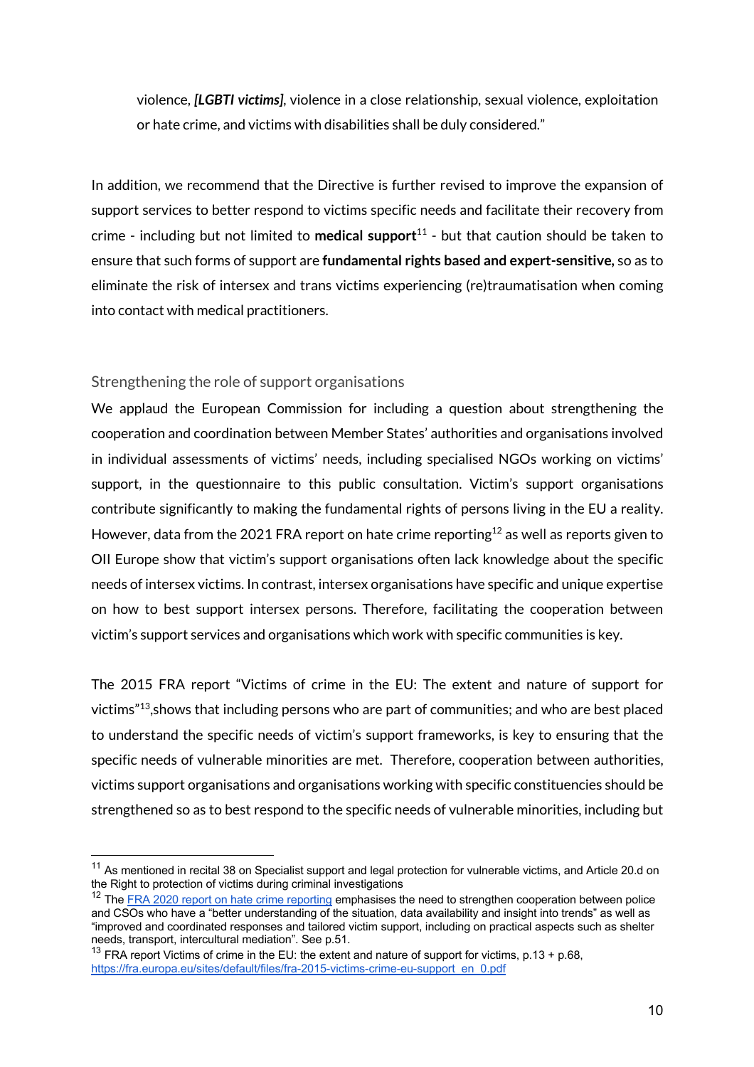violence, ***[LGBTI victims]***, violence in a close relationship, sexual violence, exploitation or hate crime, and victims with disabilities shall be duly considered."

In addition, we recommend that the Directive is further revised to improve the expansion of support services to better respond to victims specific needs and facilitate their recovery from crime - including but not limited to **medical support**[11] - but that caution should be taken to ensure that such forms of support are **fundamental rights based and expert-sensitive,** so as to eliminate the risk of intersex and trans victims experiencing (re)traumatisation when coming into contact with medical practitioners.

## Strengthening the role of support organisations

We applaud the European Commission for including a question about strengthening the cooperation and coordination between Member States' authorities and organisations involved in individual assessments of victims' needs, including specialised NGOs working on victims' support, in the questionnaire to this public consultation. Victim's support organisations contribute significantly to making the fundamental rights of persons living in the EU a reality. However, data from the 2021 FRA report on hate crime reporting[12] as well as reports given to OII Europe show that victim's support organisations often lack knowledge about the specific needs of intersex victims. In contrast, intersex organisations have specific and unique expertise on how to best support intersex persons. Therefore, facilitating the cooperation between victim's support services and organisations which work with specific communities is key.

The 2015 FRA report "Victims of crime in the EU: The extent and nature of support for victims"[13],shows that including persons who are part of communities; and who are best placed to understand the specific needs of victim's support frameworks, is key to ensuring that the specific needs of vulnerable minorities are met. Therefore, cooperation between authorities, victims support organisations and organisations working with specific constituencies should be strengthened so as to best respond to the specific needs of vulnerable minorities, including but

---

[11] As mentioned in recital 38 on Specialist support and legal protection for vulnerable victims, and Article 20.d on the Right to protection of victims during criminal investigations

[12] The [FRA 2020 report on hate crime reporting](https://fra.europa.eu) emphasises the need to strengthen cooperation between police and CSOs who have a "better understanding of the situation, data availability and insight into trends" as well as "improved and coordinated responses and tailored victim support, including on practical aspects such as shelter needs, transport, intercultural mediation". See p.51.

[13] FRA report Victims of crime in the EU: the extent and nature of support for victims, p.13 + p.68, https://fra.europa.eu/sites/default/files/fra-2015-victims-crime-eu-support_en_0.pdf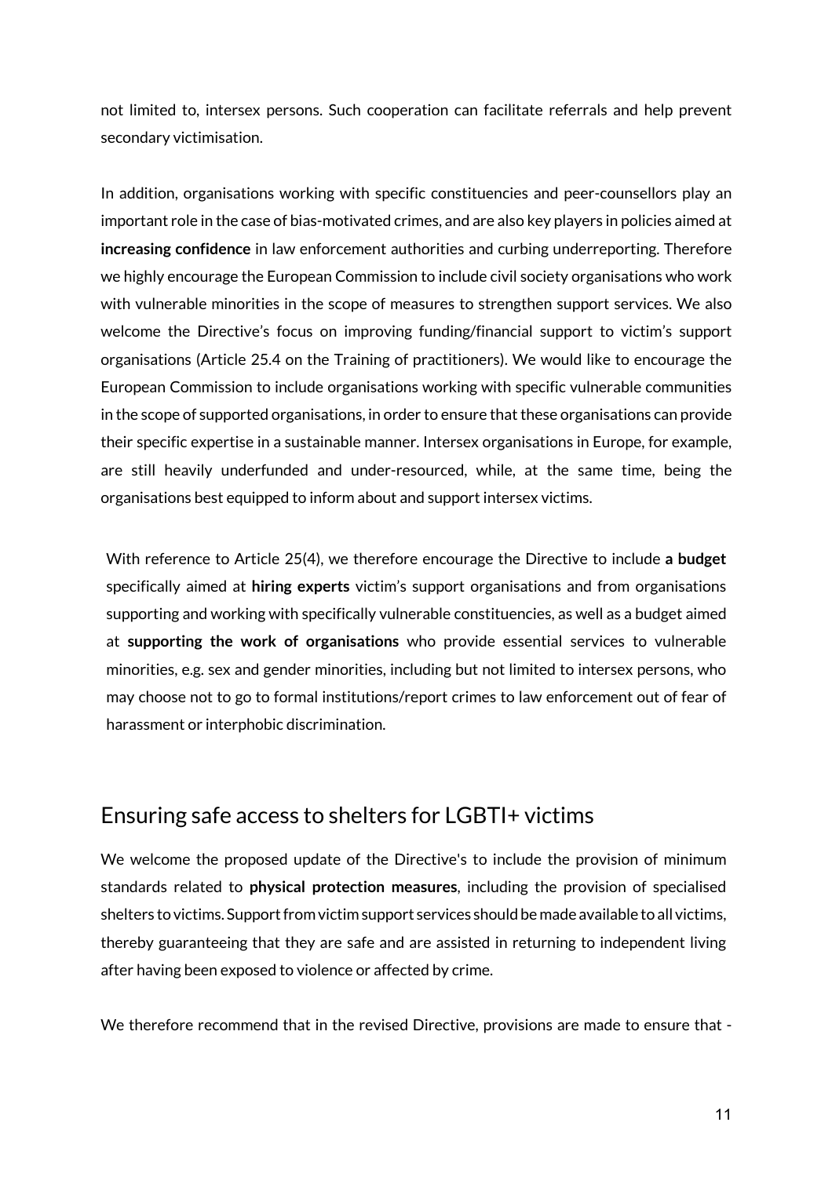not limited to, intersex persons. Such cooperation can facilitate referrals and help prevent secondary victimisation.

In addition, organisations working with specific constituencies and peer-counsellors play an important role in the case of bias-motivated crimes, and are also key players in policies aimed at **increasing confidence** in law enforcement authorities and curbing underreporting. Therefore we highly encourage the European Commission to include civil society organisations who work with vulnerable minorities in the scope of measures to strengthen support services. We also welcome the Directive's focus on improving funding/financial support to victim's support organisations (Article 25.4 on the Training of practitioners). We would like to encourage the European Commission to include organisations working with specific vulnerable communities in the scope of supported organisations, in order to ensure that these organisations can provide their specific expertise in a sustainable manner. Intersex organisations in Europe, for example, are still heavily underfunded and under-resourced, while, at the same time, being the organisations best equipped to inform about and support intersex victims.

With reference to Article 25(4), we therefore encourage the Directive to include **a budget** specifically aimed at **hiring experts** victim's support organisations and from organisations supporting and working with specifically vulnerable constituencies, as well as a budget aimed at **supporting the work of organisations** who provide essential services to vulnerable minorities, e.g. sex and gender minorities, including but not limited to intersex persons, who may choose not to go to formal institutions/report crimes to law enforcement out of fear of harassment or interphobic discrimination.

## Ensuring safe access to shelters for LGBTI+ victims

We welcome the proposed update of the Directive's to include the provision of minimum standards related to **physical protection measures**, including the provision of specialised shelters to victims. Support from victim support services should be made available to all victims, thereby guaranteeing that they are safe and are assisted in returning to independent living after having been exposed to violence or affected by crime.

We therefore recommend that in the revised Directive, provisions are made to ensure that -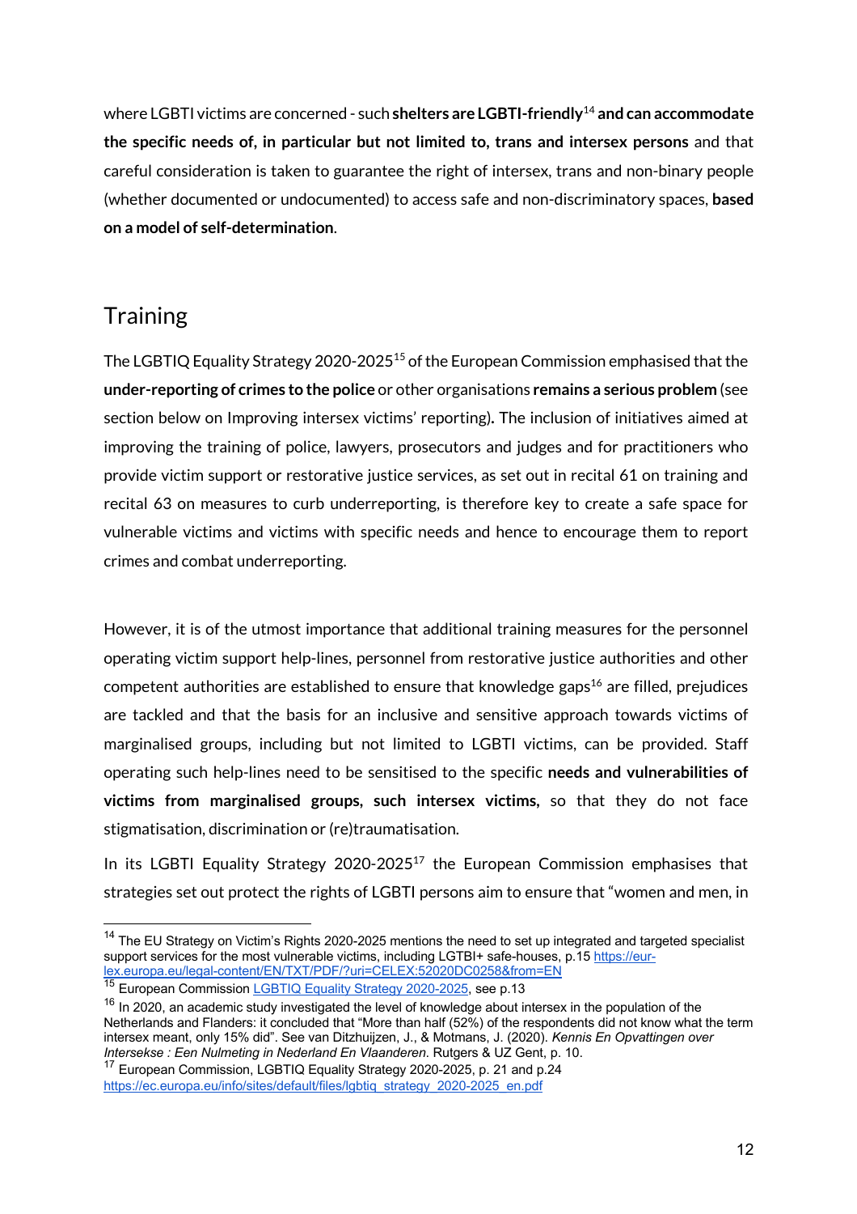where LGBTI victims are concerned - such **shelters are LGBTI-friendly**[14] **and can accommodate the specific needs of, in particular but not limited to, trans and intersex persons** and that careful consideration is taken to guarantee the right of intersex, trans and non-binary people (whether documented or undocumented) to access safe and non-discriminatory spaces, **based on a model of self-determination**.

## Training

The LGBTIQ Equality Strategy 2020-2025[15] of the European Commission emphasised that the **under-reporting of crimes to the police** or other organisations **remains a serious problem** (see section below on Improving intersex victims' reporting)**.** The inclusion of initiatives aimed at improving the training of police, lawyers, prosecutors and judges and for practitioners who provide victim support or restorative justice services, as set out in recital 61 on training and recital 63 on measures to curb underreporting, is therefore key to create a safe space for vulnerable victims and victims with specific needs and hence to encourage them to report crimes and combat underreporting.

However, it is of the utmost importance that additional training measures for the personnel operating victim support help-lines, personnel from restorative justice authorities and other competent authorities are established to ensure that knowledge gaps[16] are filled, prejudices are tackled and that the basis for an inclusive and sensitive approach towards victims of marginalised groups, including but not limited to LGBTI victims, can be provided. Staff operating such help-lines need to be sensitised to the specific **needs and vulnerabilities of victims from marginalised groups, such intersex victims,** so that they do not face stigmatisation, discrimination or (re)traumatisation.

In its LGBTI Equality Strategy 2020-2025[17] the European Commission emphasises that strategies set out protect the rights of LGBTI persons aim to ensure that "women and men, in

---

[14] The EU Strategy on Victim's Rights 2020-2025 mentions the need to set up integrated and targeted specialist support services for the most vulnerable victims, including LGTBI+ safe-houses, p.15 https://eur-lex.europa.eu/legal-content/EN/TXT/PDF/?uri=CELEX:52020DC0258&from=EN

[15] European Commission LGBTIQ Equality Strategy 2020-2025, see p.13

[16] In 2020, an academic study investigated the level of knowledge about intersex in the population of the Netherlands and Flanders: it concluded that "More than half (52%) of the respondents did not know what the term intersex meant, only 15% did". See van Ditzhuijzen, J., & Motmans, J. (2020). *Kennis En Opvattingen over Intersekse : Een Nulmeting in Nederland En Vlaanderen*. Rutgers & UZ Gent, p. 10.

[17] European Commission, LGBTIQ Equality Strategy 2020-2025, p. 21 and p.24 https://ec.europa.eu/info/sites/default/files/lgbtiq_strategy_2020-2025_en.pdf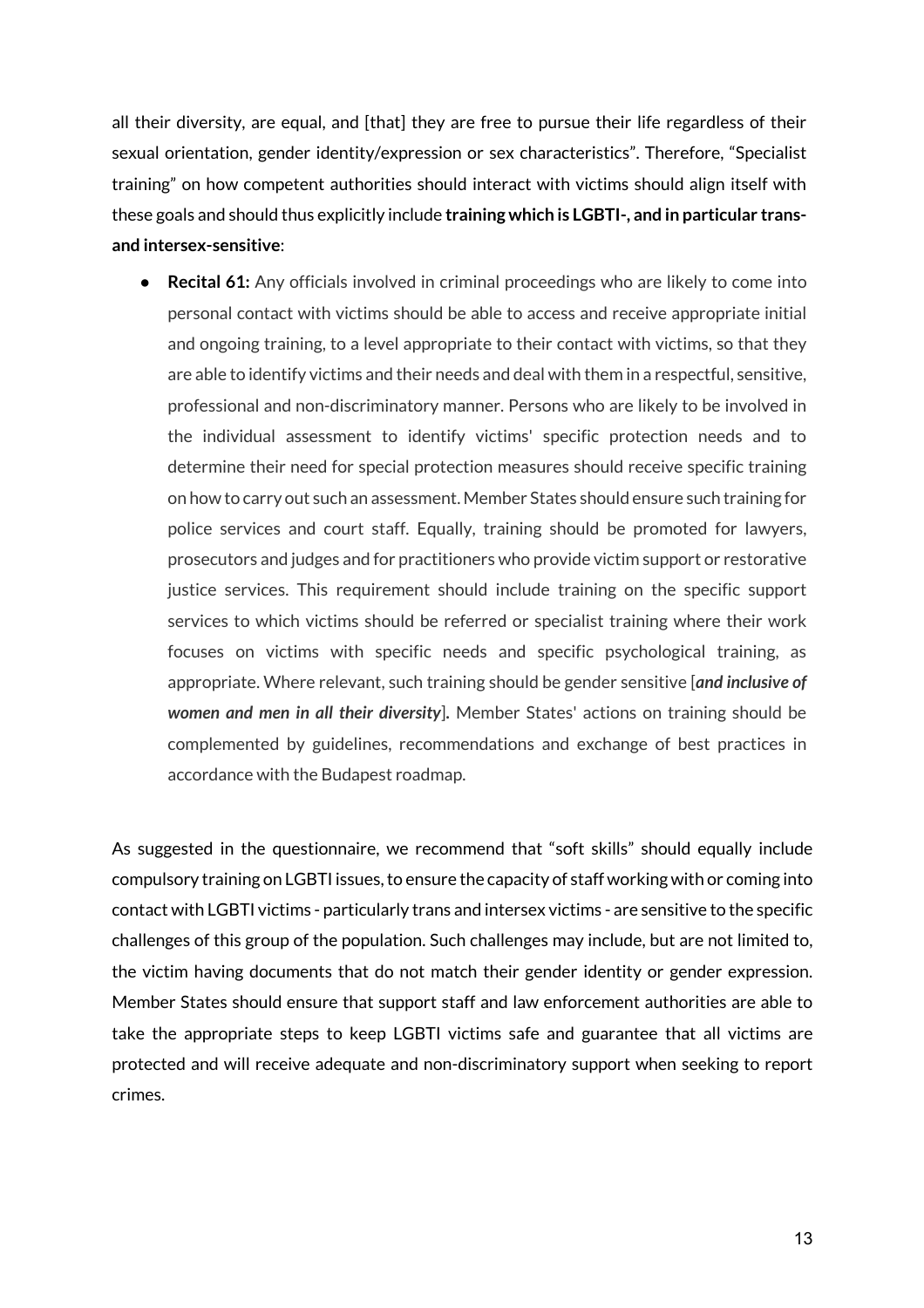all their diversity, are equal, and [that] they are free to pursue their life regardless of their sexual orientation, gender identity/expression or sex characteristics". Therefore, "Specialist training" on how competent authorities should interact with victims should align itself with these goals and should thus explicitly include **training which is LGBTI-, and in particular trans- and intersex-sensitive**:

- **Recital 61:** Any officials involved in criminal proceedings who are likely to come into personal contact with victims should be able to access and receive appropriate initial and ongoing training, to a level appropriate to their contact with victims, so that they are able to identify victims and their needs and deal with them in a respectful, sensitive, professional and non-discriminatory manner. Persons who are likely to be involved in the individual assessment to identify victims' specific protection needs and to determine their need for special protection measures should receive specific training on how to carry out such an assessment. Member States should ensure such training for police services and court staff. Equally, training should be promoted for lawyers, prosecutors and judges and for practitioners who provide victim support or restorative justice services. This requirement should include training on the specific support services to which victims should be referred or specialist training where their work focuses on victims with specific needs and specific psychological training, as appropriate. Where relevant, such training should be gender sensitive [***and inclusive of women and men in all their diversity***]. Member States' actions on training should be complemented by guidelines, recommendations and exchange of best practices in accordance with the Budapest roadmap.

As suggested in the questionnaire, we recommend that "soft skills" should equally include compulsory training on LGBTI issues, to ensure the capacity of staff working with or coming into contact with LGBTI victims - particularly trans and intersex victims - are sensitive to the specific challenges of this group of the population. Such challenges may include, but are not limited to, the victim having documents that do not match their gender identity or gender expression. Member States should ensure that support staff and law enforcement authorities are able to take the appropriate steps to keep LGBTI victims safe and guarantee that all victims are protected and will receive adequate and non-discriminatory support when seeking to report crimes.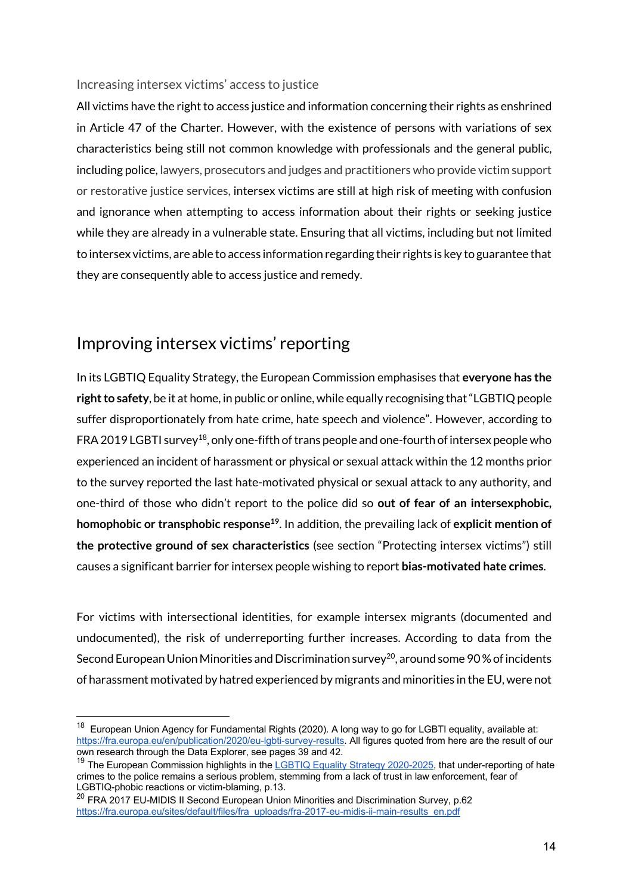### Increasing intersex victims' access to justice

All victims have the right to access justice and information concerning their rights as enshrined in Article 47 of the Charter. However, with the existence of persons with variations of sex characteristics being still not common knowledge with professionals and the general public, including police, lawyers, prosecutors and judges and practitioners who provide victim support or restorative justice services, intersex victims are still at high risk of meeting with confusion and ignorance when attempting to access information about their rights or seeking justice while they are already in a vulnerable state. Ensuring that all victims, including but not limited to intersex victims, are able to access information regarding their rights is key to guarantee that they are consequently able to access justice and remedy.

## Improving intersex victims' reporting

In its LGBTIQ Equality Strategy, the European Commission emphasises that **everyone has the right to safety**, be it at home, in public or online, while equally recognising that "LGBTIQ people suffer disproportionately from hate crime, hate speech and violence". However, according to FRA 2019 LGBTI survey[18], only one-fifth of trans people and one-fourth of intersex people who experienced an incident of harassment or physical or sexual attack within the 12 months prior to the survey reported the last hate-motivated physical or sexual attack to any authority, and one-third of those who didn't report to the police did so **out of fear of an intersexphobic, homophobic or transphobic response**[19]. In addition, the prevailing lack of **explicit mention of the protective ground of sex characteristics** (see section "Protecting intersex victims") still causes a significant barrier for intersex people wishing to report **bias-motivated hate crimes**.

For victims with intersectional identities, for example intersex migrants (documented and undocumented), the risk of underreporting further increases. According to data from the Second European Union Minorities and Discrimination survey[20], around some 90 % of incidents of harassment motivated by hatred experienced by migrants and minorities in the EU, were not

---

[18] European Union Agency for Fundamental Rights (2020). A long way to go for LGBTI equality, available at: https://fra.europa.eu/en/publication/2020/eu-lgbti-survey-results. All figures quoted from here are the result of our own research through the Data Explorer, see pages 39 and 42.

[19] The European Commission highlights in the LGBTIQ Equality Strategy 2020-2025, that under-reporting of hate crimes to the police remains a serious problem, stemming from a lack of trust in law enforcement, fear of LGBTIQ-phobic reactions or victim-blaming, p.13.

[20] FRA 2017 EU-MIDIS II Second European Union Minorities and Discrimination Survey, p.62 https://fra.europa.eu/sites/default/files/fra_uploads/fra-2017-eu-midis-ii-main-results_en.pdf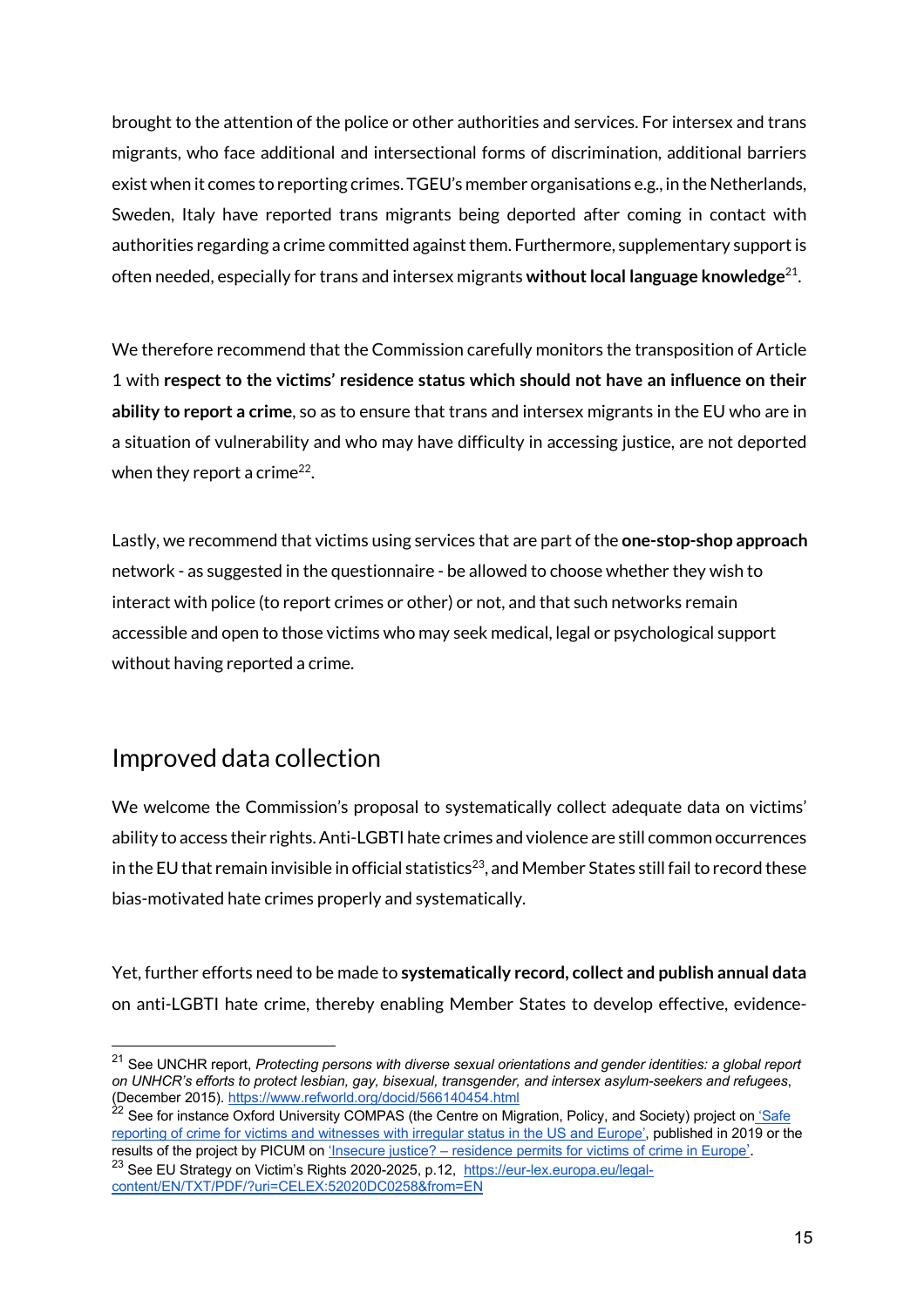brought to the attention of the police or other authorities and services. For intersex and trans migrants, who face additional and intersectional forms of discrimination, additional barriers exist when it comes to reporting crimes. TGEU's member organisations e.g., in the Netherlands, Sweden, Italy have reported trans migrants being deported after coming in contact with authorities regarding a crime committed against them. Furthermore, supplementary support is often needed, especially for trans and intersex migrants **without local language knowledge**[21].

We therefore recommend that the Commission carefully monitors the transposition of Article 1 with **respect to the victims' residence status which should not have an influence on their ability to report a crime**, so as to ensure that trans and intersex migrants in the EU who are in a situation of vulnerability and who may have difficulty in accessing justice, are not deported when they report a crime[22].

Lastly, we recommend that victims using services that are part of the **one-stop-shop approach** network - as suggested in the questionnaire - be allowed to choose whether they wish to interact with police (to report crimes or other) or not, and that such networks remain accessible and open to those victims who may seek medical, legal or psychological support without having reported a crime.

## Improved data collection

We welcome the Commission's proposal to systematically collect adequate data on victims' ability to access their rights. Anti-LGBTI hate crimes and violence are still common occurrences in the EU that remain invisible in official statistics[23], and Member States still fail to record these bias-motivated hate crimes properly and systematically.

Yet, further efforts need to be made to **systematically record, collect and publish annual data** on anti-LGBTI hate crime, thereby enabling Member States to develop effective, evidence-

---

[21] See UNCHR report, *Protecting persons with diverse sexual orientations and gender identities: a global report on UNHCR's efforts to protect lesbian, gay, bisexual, transgender, and intersex asylum-seekers and refugees*, (December 2015). https://www.refworld.org/docid/566140454.html

[22] See for instance Oxford University COMPAS (the Centre on Migration, Policy, and Society) project on 'Safe reporting of crime for victims and witnesses with irregular status in the US and Europe', published in 2019 or the results of the project by PICUM on 'Insecure justice? – residence permits for victims of crime in Europe'.

[23] See EU Strategy on Victim's Rights 2020-2025, p.12, https://eur-lex.europa.eu/legal-content/EN/TXT/PDF/?uri=CELEX:52020DC0258&from=EN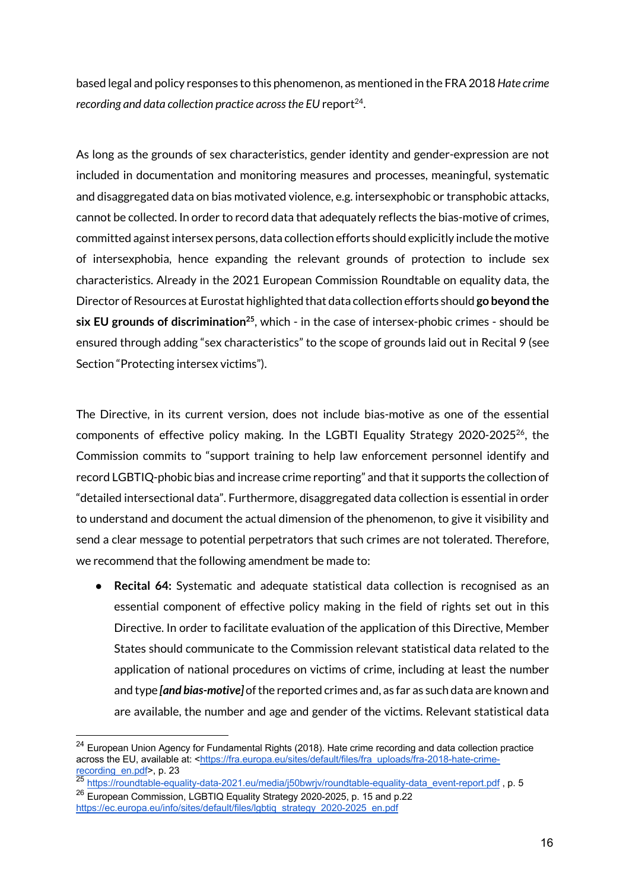based legal and policy responses to this phenomenon, as mentioned in the FRA 2018 *Hate crime recording and data collection practice across the EU* report[24].

As long as the grounds of sex characteristics, gender identity and gender-expression are not included in documentation and monitoring measures and processes, meaningful, systematic and disaggregated data on bias motivated violence, e.g. intersexphobic or transphobic attacks, cannot be collected. In order to record data that adequately reflects the bias-motive of crimes, committed against intersex persons, data collection efforts should explicitly include the motive of intersexphobia, hence expanding the relevant grounds of protection to include sex characteristics. Already in the 2021 European Commission Roundtable on equality data, the Director of Resources at Eurostat highlighted that data collection efforts should **go beyond the six EU grounds of discrimination**[25], which - in the case of intersex-phobic crimes - should be ensured through adding "sex characteristics" to the scope of grounds laid out in Recital 9 (see Section "Protecting intersex victims").

The Directive, in its current version, does not include bias-motive as one of the essential components of effective policy making. In the LGBTI Equality Strategy 2020-2025[26], the Commission commits to "support training to help law enforcement personnel identify and record LGBTIQ-phobic bias and increase crime reporting" and that it supports the collection of "detailed intersectional data". Furthermore, disaggregated data collection is essential in order to understand and document the actual dimension of the phenomenon, to give it visibility and send a clear message to potential perpetrators that such crimes are not tolerated. Therefore, we recommend that the following amendment be made to:

- **Recital 64:** Systematic and adequate statistical data collection is recognised as an essential component of effective policy making in the field of rights set out in this Directive. In order to facilitate evaluation of the application of this Directive, Member States should communicate to the Commission relevant statistical data related to the application of national procedures on victims of crime, including at least the number and type ***[and bias-motive]*** of the reported crimes and, as far as such data are known and are available, the number and age and gender of the victims. Relevant statistical data

---

[24] European Union Agency for Fundamental Rights (2018). Hate crime recording and data collection practice across the EU, available at: <https://fra.europa.eu/sites/default/files/fra_uploads/fra-2018-hate-crime-recording_en.pdf>, p. 23

[25] https://roundtable-equality-data-2021.eu/media/j50bwrjv/roundtable-equality-data_event-report.pdf , p. 5

[26] European Commission, LGBTIQ Equality Strategy 2020-2025, p. 15 and p.22 https://ec.europa.eu/info/sites/default/files/lgbtiq_strategy_2020-2025_en.pdf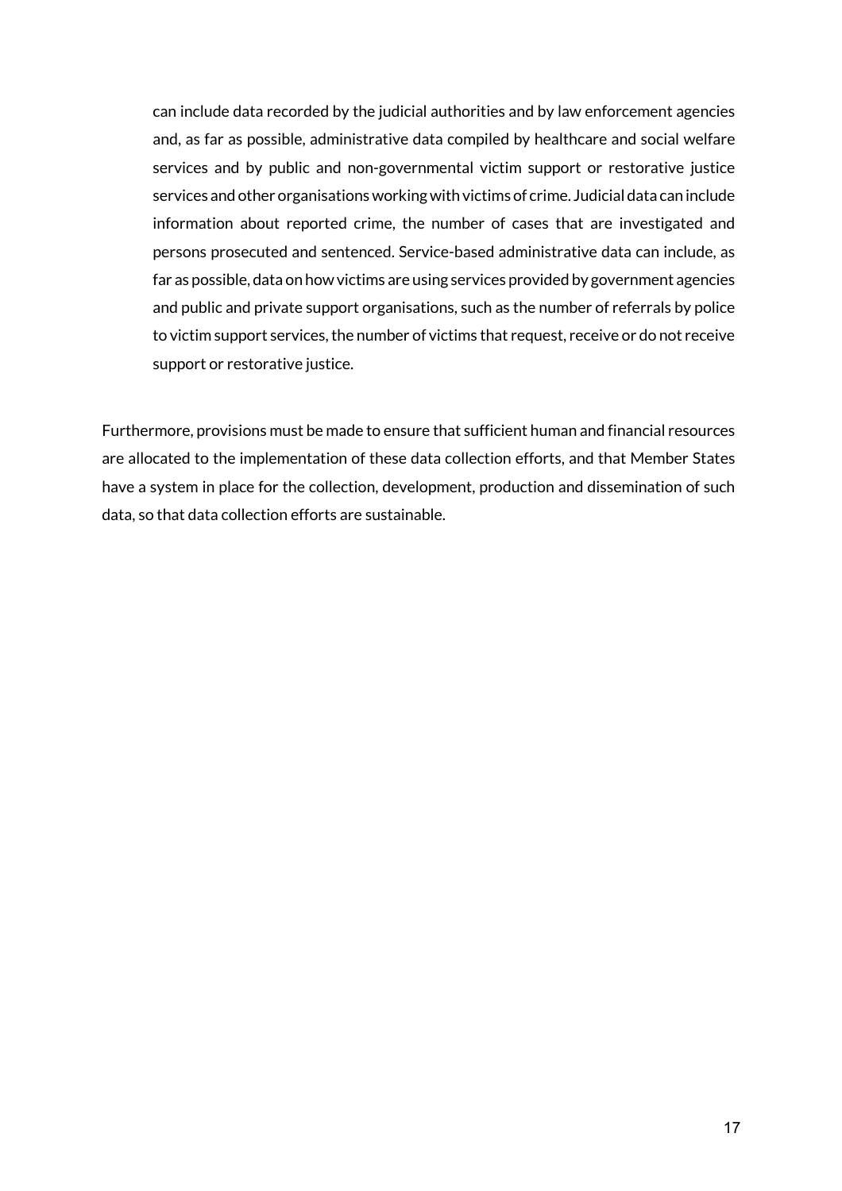can include data recorded by the judicial authorities and by law enforcement agencies and, as far as possible, administrative data compiled by healthcare and social welfare services and by public and non-governmental victim support or restorative justice services and other organisations working with victims of crime. Judicial data can include information about reported crime, the number of cases that are investigated and persons prosecuted and sentenced. Service-based administrative data can include, as far as possible, data on how victims are using services provided by government agencies and public and private support organisations, such as the number of referrals by police to victim support services, the number of victims that request, receive or do not receive support or restorative justice.

Furthermore, provisions must be made to ensure that sufficient human and financial resources are allocated to the implementation of these data collection efforts, and that Member States have a system in place for the collection, development, production and dissemination of such data, so that data collection efforts are sustainable.